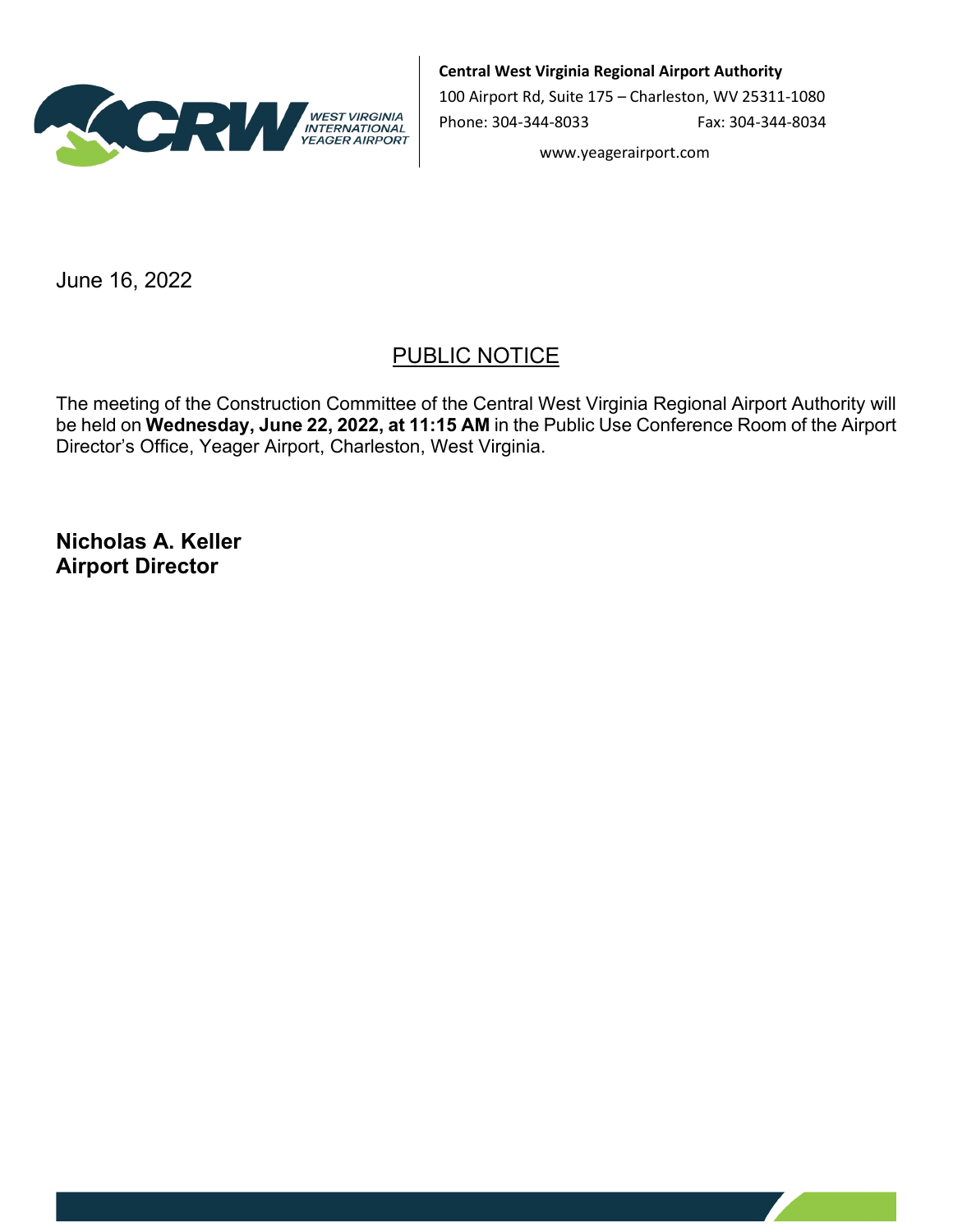**Central West Virginia Regional Airport Authority**
100 Airport Rd, Suite 175 – Charleston, WV 25311-1080
Phone: 304-344-8033 Fax: 304-344-8034
www.yeagerairport.com

June 16, 2022

# PUBLIC NOTICE

The meeting of the Construction Committee of the Central West Virginia Regional Airport Authority will be held on **Wednesday, June 22, 2022, at 11:15 AM** in the Public Use Conference Room of the Airport Director's Office, Yeager Airport, Charleston, West Virginia.

**Nicholas A. Keller**
**Airport Director**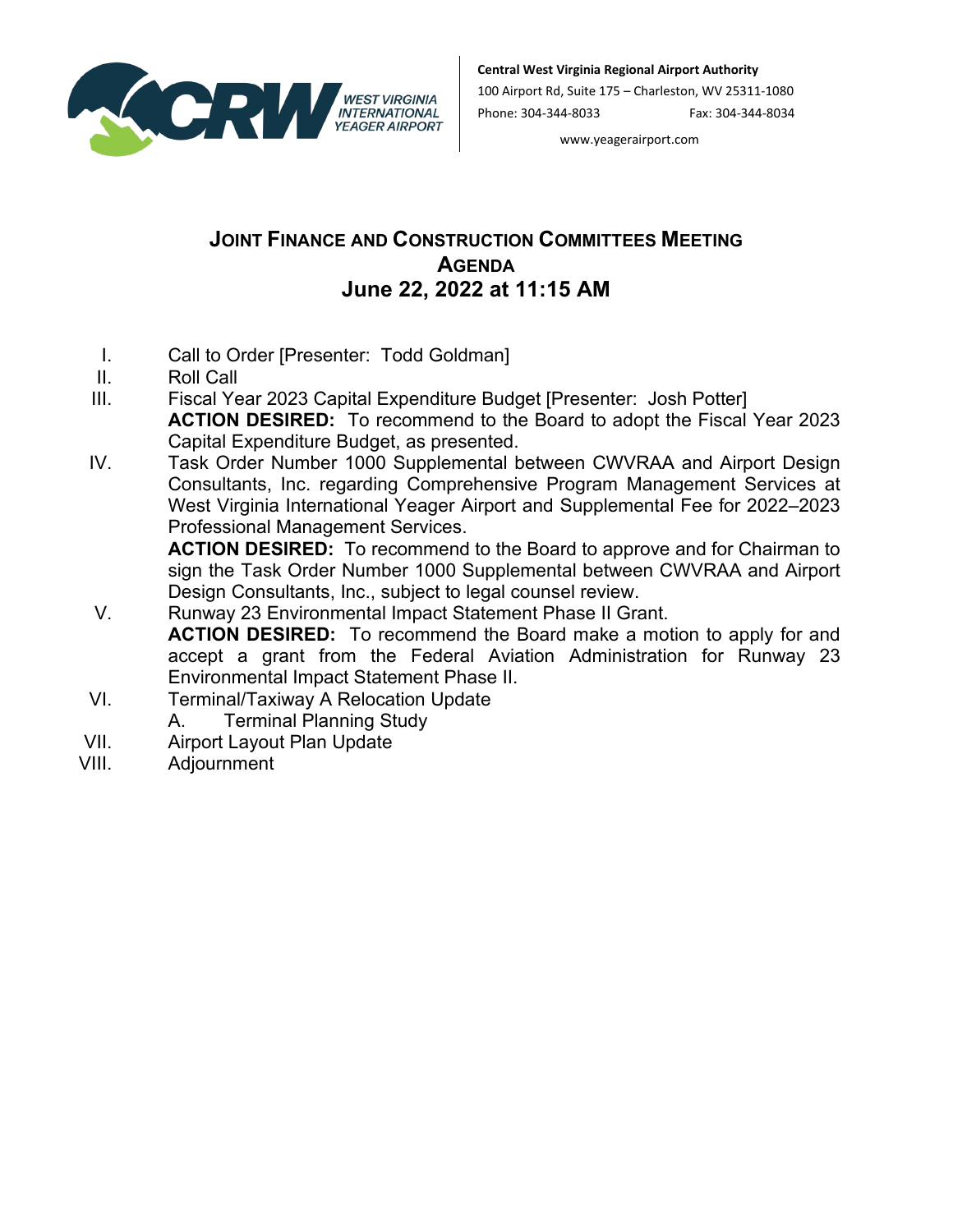WEST VIRGINIA INTERNATIONAL YEAGER AIRPORT

**Central West Virginia Regional Airport Authority**
100 Airport Rd, Suite 175 – Charleston, WV 25311-1080
Phone: 304-344-8033 Fax: 304-344-8034
www.yeagerairport.com

# JOINT FINANCE AND CONSTRUCTION COMMITTEES MEETING AGENDA

## June 22, 2022 at 11:15 AM

I. Call to Order [Presenter: Todd Goldman]

II. Roll Call

III. Fiscal Year 2023 Capital Expenditure Budget [Presenter: Josh Potter]
**ACTION DESIRED:** To recommend to the Board to adopt the Fiscal Year 2023 Capital Expenditure Budget, as presented.

IV. Task Order Number 1000 Supplemental between CWVRAA and Airport Design Consultants, Inc. regarding Comprehensive Program Management Services at West Virginia International Yeager Airport and Supplemental Fee for 2022–2023 Professional Management Services.
**ACTION DESIRED:** To recommend to the Board to approve and for Chairman to sign the Task Order Number 1000 Supplemental between CWVRAA and Airport Design Consultants, Inc., subject to legal counsel review.

V. Runway 23 Environmental Impact Statement Phase II Grant.
**ACTION DESIRED:** To recommend the Board make a motion to apply for and accept a grant from the Federal Aviation Administration for Runway 23 Environmental Impact Statement Phase II.

VI. Terminal/Taxiway A Relocation Update
A. Terminal Planning Study

VII. Airport Layout Plan Update

VIII. Adjournment